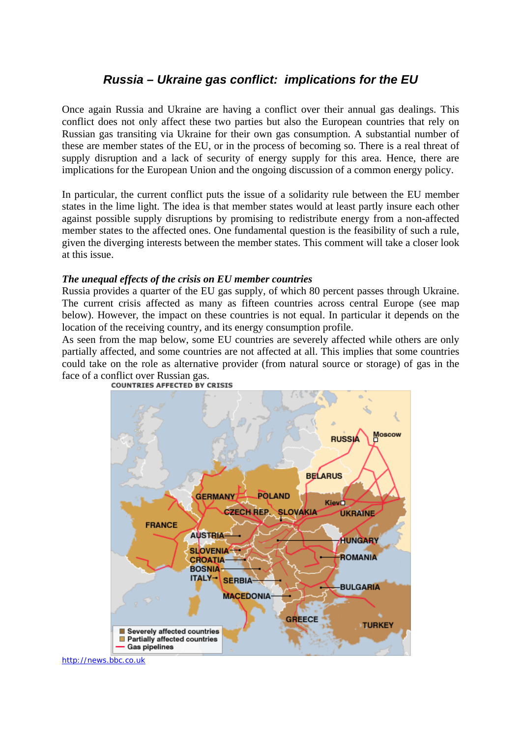# *Russia – Ukraine gas conflict: implications for the EU*

Once again Russia and Ukraine are having a conflict over their annual gas dealings. This conflict does not only affect these two parties but also the European countries that rely on Russian gas transiting via Ukraine for their own gas consumption. A substantial number of these are member states of the EU, or in the process of becoming so. There is a real threat of supply disruption and a lack of security of energy supply for this area. Hence, there are implications for the European Union and the ongoing discussion of a common energy policy.

In particular, the current conflict puts the issue of a solidarity rule between the EU member states in the lime light. The idea is that member states would at least partly insure each other against possible supply disruptions by promising to redistribute energy from a non-affected member states to the affected ones. One fundamental question is the feasibility of such a rule, given the diverging interests between the member states. This comment will take a closer look at this issue.

***The unequal effects of the crisis on EU member countries***

Russia provides a quarter of the EU gas supply, of which 80 percent passes through Ukraine. The current crisis affected as many as fifteen countries across central Europe (see map below). However, the impact on these countries is not equal. In particular it depends on the location of the receiving country, and its energy consumption profile.

As seen from the map below, some EU countries are severely affected while others are only partially affected, and some countries are not affected at all. This implies that some countries could take on the role as alternative provider (from natural source or storage) of gas in the face of a conflict over Russian gas.

COUNTRIES AFFECTED BY CRISIS

http://news.bbc.co.uk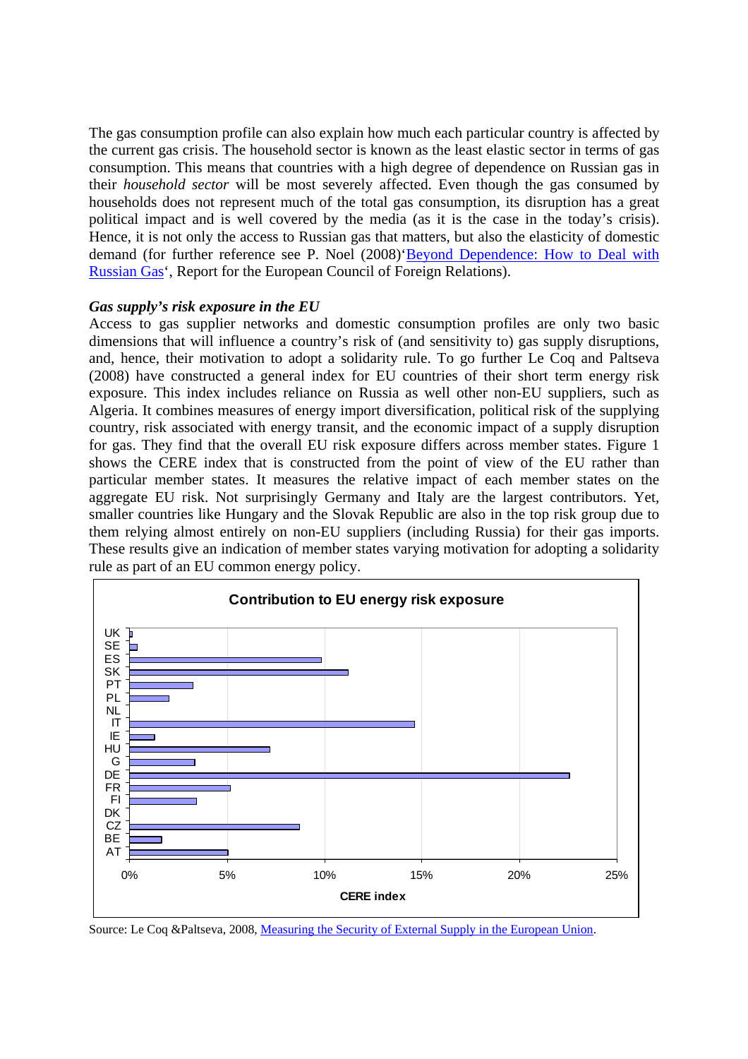The gas consumption profile can also explain how much each particular country is affected by the current gas crisis. The household sector is known as the least elastic sector in terms of gas consumption. This means that countries with a high degree of dependence on Russian gas in their *household sector* will be most severely affected. Even though the gas consumed by households does not represent much of the total gas consumption, its disruption has a great political impact and is well covered by the media (as it is the case in the today's crisis). Hence, it is not only the access to Russian gas that matters, but also the elasticity of domestic demand (for further reference see P. Noel (2008)'Beyond Dependence: How to Deal with Russian Gas', Report for the European Council of Foreign Relations).

***Gas supply's risk exposure in the EU***

Access to gas supplier networks and domestic consumption profiles are only two basic dimensions that will influence a country's risk of (and sensitivity to) gas supply disruptions, and, hence, their motivation to adopt a solidarity rule. To go further Le Coq and Paltseva (2008) have constructed a general index for EU countries of their short term energy risk exposure. This index includes reliance on Russia as well other non-EU suppliers, such as Algeria. It combines measures of energy import diversification, political risk of the supplying country, risk associated with energy transit, and the economic impact of a supply disruption for gas. They find that the overall EU risk exposure differs across member states. Figure 1 shows the CERE index that is constructed from the point of view of the EU rather than particular member states. It measures the relative impact of each member states on the aggregate EU risk. Not surprisingly Germany and Italy are the largest contributors. Yet, smaller countries like Hungary and the Slovak Republic are also in the top risk group due to them relying almost entirely on non-EU suppliers (including Russia) for their gas imports. These results give an indication of member states varying motivation for adopting a solidarity rule as part of an EU common energy policy.

**Contribution to EU energy risk exposure**

| Country | CERE index (approx.) |
|---|---|
| UK | 0.1% |
| SE | 0.4% |
| ES | 9.8% |
| SK | 11.2% |
| PT | 3.2% |
| PL | 2.0% |
| NL | 0% |
| IT | 14.6% |
| IE | 1.3% |
| HU | 7.2% |
| G | 3.3% |
| DE | 22.6% |
| FR | 5.2% |
| FI | 3.4% |
| DK | 0% |
| CZ | 8.7% |
| BE | 1.6% |
| AT | 5.0% |

Source: Le Coq &Paltseva, 2008, Measuring the Security of External Supply in the European Union.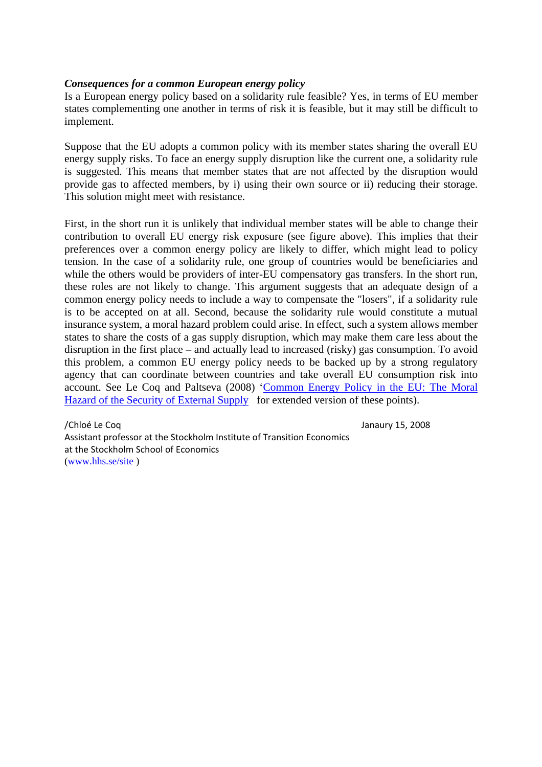***Consequences for a common European energy policy***

Is a European energy policy based on a solidarity rule feasible? Yes, in terms of EU member states complementing one another in terms of risk it is feasible, but it may still be difficult to implement.

Suppose that the EU adopts a common policy with its member states sharing the overall EU energy supply risks. To face an energy supply disruption like the current one, a solidarity rule is suggested. This means that member states that are not affected by the disruption would provide gas to affected members, by i) using their own source or ii) reducing their storage. This solution might meet with resistance.

First, in the short run it is unlikely that individual member states will be able to change their contribution to overall EU energy risk exposure (see figure above). This implies that their preferences over a common energy policy are likely to differ, which might lead to policy tension. In the case of a solidarity rule, one group of countries would be beneficiaries and while the others would be providers of inter-EU compensatory gas transfers. In the short run, these roles are not likely to change. This argument suggests that an adequate design of a common energy policy needs to include a way to compensate the "losers", if a solidarity rule is to be accepted on at all. Second, because the solidarity rule would constitute a mutual insurance system, a moral hazard problem could arise. In effect, such a system allows member states to share the costs of a gas supply disruption, which may make them care less about the disruption in the first place – and actually lead to increased (risky) gas consumption. To avoid this problem, a common EU energy policy needs to be backed up by a strong regulatory agency that can coordinate between countries and take overall EU consumption risk into account. See Le Coq and Paltseva (2008) 'Common Energy Policy in the EU: The Moral Hazard of the Security of External Supply for extended version of these points).

/Chloé Le Coq  
Janaury 15, 2008

Assistant professor at the Stockholm Institute of Transition Economics  
at the Stockholm School of Economics  
(www.hhs.se/site )